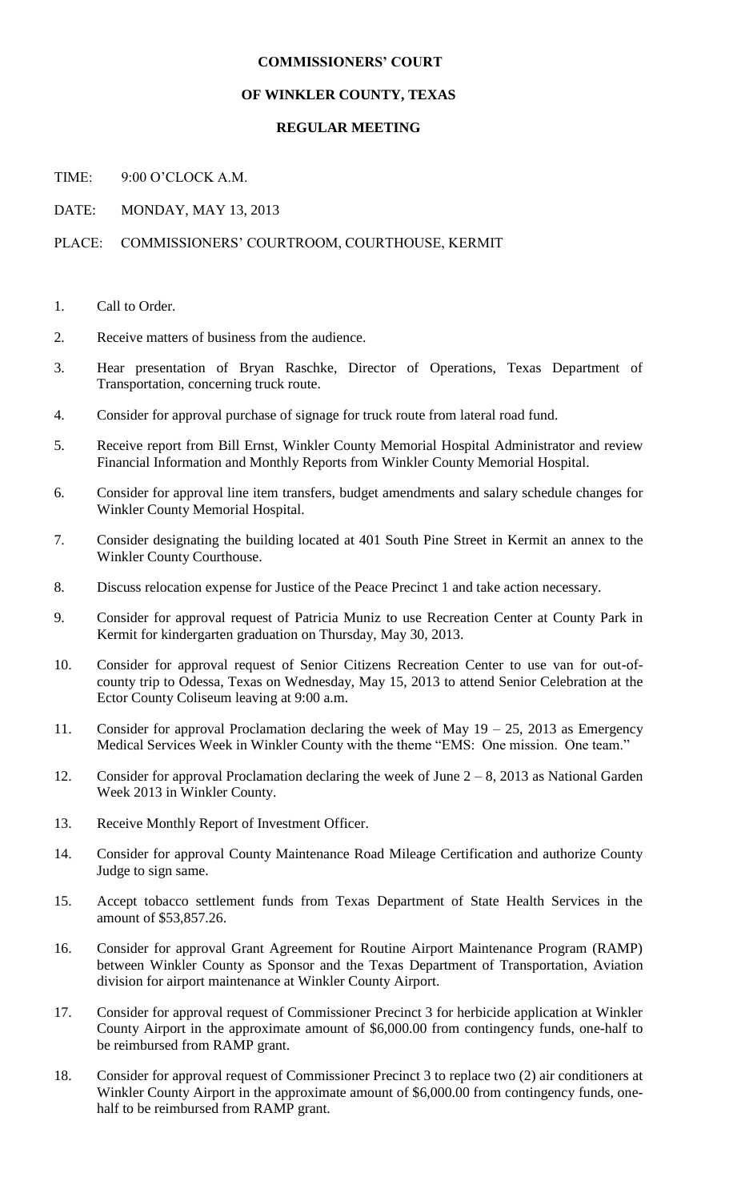**COMMISSIONERS' COURT**

**OF WINKLER COUNTY, TEXAS**

**REGULAR MEETING**

TIME: 9:00 O'CLOCK A.M.

DATE: MONDAY, MAY 13, 2013

PLACE: COMMISSIONERS' COURTROOM, COURTHOUSE, KERMIT

1. Call to Order.
2. Receive matters of business from the audience.
3. Hear presentation of Bryan Raschke, Director of Operations, Texas Department of Transportation, concerning truck route.
4. Consider for approval purchase of signage for truck route from lateral road fund.
5. Receive report from Bill Ernst, Winkler County Memorial Hospital Administrator and review Financial Information and Monthly Reports from Winkler County Memorial Hospital.
6. Consider for approval line item transfers, budget amendments and salary schedule changes for Winkler County Memorial Hospital.
7. Consider designating the building located at 401 South Pine Street in Kermit an annex to the Winkler County Courthouse.
8. Discuss relocation expense for Justice of the Peace Precinct 1 and take action necessary.
9. Consider for approval request of Patricia Muniz to use Recreation Center at County Park in Kermit for kindergarten graduation on Thursday, May 30, 2013.
10. Consider for approval request of Senior Citizens Recreation Center to use van for out-of-county trip to Odessa, Texas on Wednesday, May 15, 2013 to attend Senior Celebration at the Ector County Coliseum leaving at 9:00 a.m.
11. Consider for approval Proclamation declaring the week of May 19 – 25, 2013 as Emergency Medical Services Week in Winkler County with the theme "EMS: One mission. One team."
12. Consider for approval Proclamation declaring the week of June 2 – 8, 2013 as National Garden Week 2013 in Winkler County.
13. Receive Monthly Report of Investment Officer.
14. Consider for approval County Maintenance Road Mileage Certification and authorize County Judge to sign same.
15. Accept tobacco settlement funds from Texas Department of State Health Services in the amount of $53,857.26.
16. Consider for approval Grant Agreement for Routine Airport Maintenance Program (RAMP) between Winkler County as Sponsor and the Texas Department of Transportation, Aviation division for airport maintenance at Winkler County Airport.
17. Consider for approval request of Commissioner Precinct 3 for herbicide application at Winkler County Airport in the approximate amount of $6,000.00 from contingency funds, one-half to be reimbursed from RAMP grant.
18. Consider for approval request of Commissioner Precinct 3 to replace two (2) air conditioners at Winkler County Airport in the approximate amount of $6,000.00 from contingency funds, one-half to be reimbursed from RAMP grant.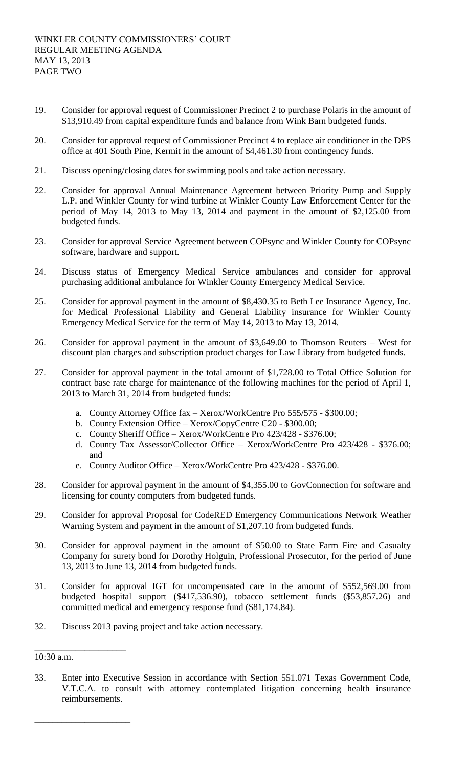19. Consider for approval request of Commissioner Precinct 2 to purchase Polaris in the amount of $13,910.49 from capital expenditure funds and balance from Wink Barn budgeted funds.

20. Consider for approval request of Commissioner Precinct 4 to replace air conditioner in the DPS office at 401 South Pine, Kermit in the amount of $4,461.30 from contingency funds.

21. Discuss opening/closing dates for swimming pools and take action necessary.

22. Consider for approval Annual Maintenance Agreement between Priority Pump and Supply L.P. and Winkler County for wind turbine at Winkler County Law Enforcement Center for the period of May 14, 2013 to May 13, 2014 and payment in the amount of $2,125.00 from budgeted funds.

23. Consider for approval Service Agreement between COPsync and Winkler County for COPsync software, hardware and support.

24. Discuss status of Emergency Medical Service ambulances and consider for approval purchasing additional ambulance for Winkler County Emergency Medical Service.

25. Consider for approval payment in the amount of $8,430.35 to Beth Lee Insurance Agency, Inc. for Medical Professional Liability and General Liability insurance for Winkler County Emergency Medical Service for the term of May 14, 2013 to May 13, 2014.

26. Consider for approval payment in the amount of $3,649.00 to Thomson Reuters – West for discount plan charges and subscription product charges for Law Library from budgeted funds.

27. Consider for approval payment in the total amount of $1,728.00 to Total Office Solution for contract base rate charge for maintenance of the following machines for the period of April 1, 2013 to March 31, 2014 from budgeted funds:
    a. County Attorney Office fax – Xerox/WorkCentre Pro 555/575 - $300.00;
    b. County Extension Office – Xerox/CopyCentre C20 - $300.00;
    c. County Sheriff Office – Xerox/WorkCentre Pro 423/428 - $376.00;
    d. County Tax Assessor/Collector Office – Xerox/WorkCentre Pro 423/428 - $376.00; and
    e. County Auditor Office – Xerox/WorkCentre Pro 423/428 - $376.00.

28. Consider for approval payment in the amount of $4,355.00 to GovConnection for software and licensing for county computers from budgeted funds.

29. Consider for approval Proposal for CodeRED Emergency Communications Network Weather Warning System and payment in the amount of $1,207.10 from budgeted funds.

30. Consider for approval payment in the amount of $50.00 to State Farm Fire and Casualty Company for surety bond for Dorothy Holguin, Professional Prosecutor, for the period of June 13, 2013 to June 13, 2014 from budgeted funds.

31. Consider for approval IGT for uncompensated care in the amount of $552,569.00 from budgeted hospital support ($417,536.90), tobacco settlement funds ($53,857.26) and committed medical and emergency response fund ($81,174.84).

32. Discuss 2013 paving project and take action necessary.

\_\_\_\_\_\_\_\_\_\_\_\_\_\_\_\_\_\_\_\_

10:30 a.m.

33. Enter into Executive Session in accordance with Section 551.071 Texas Government Code, V.T.C.A. to consult with attorney contemplated litigation concerning health insurance reimbursements.

\_\_\_\_\_\_\_\_\_\_\_\_\_\_\_\_\_\_\_\_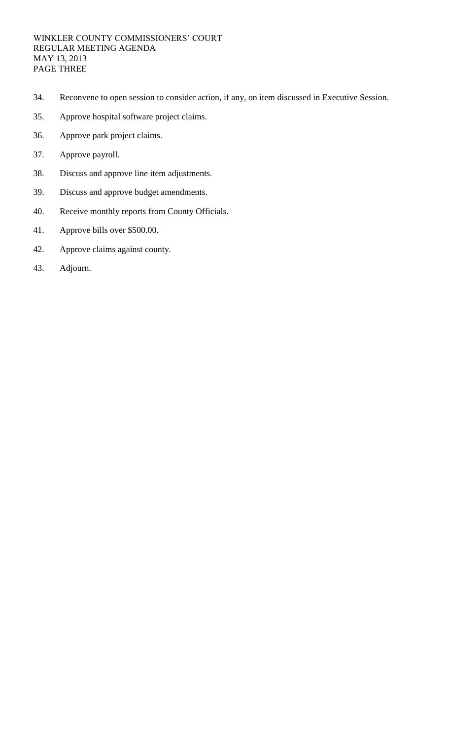34. Reconvene to open session to consider action, if any, on item discussed in Executive Session.
35. Approve hospital software project claims.
36. Approve park project claims.
37. Approve payroll.
38. Discuss and approve line item adjustments.
39. Discuss and approve budget amendments.
40. Receive monthly reports from County Officials.
41. Approve bills over $500.00.
42. Approve claims against county.
43. Adjourn.